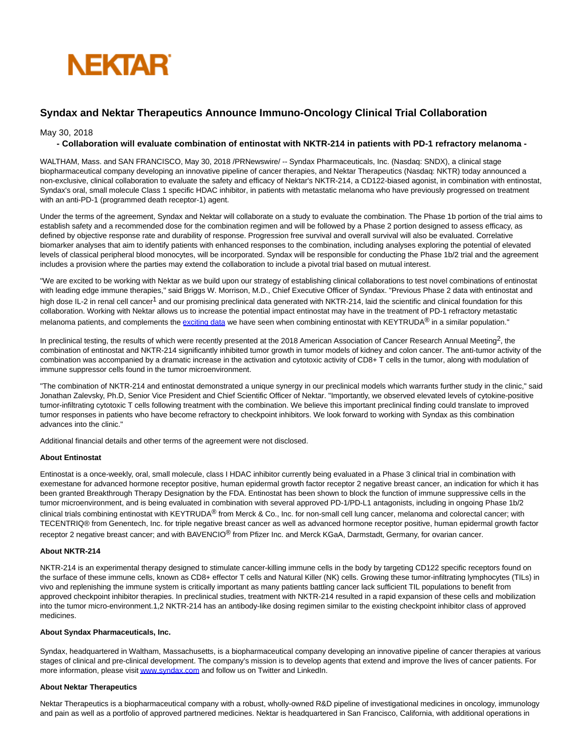NEKTAR

# Syndax and Nektar Therapeutics Announce Immuno-Oncology Clinical Trial Collaboration

May 30, 2018

**- Collaboration will evaluate combination of entinostat with NKTR-214 in patients with PD-1 refractory melanoma -**

WALTHAM, Mass. and SAN FRANCISCO, May 30, 2018 /PRNewswire/ -- Syndax Pharmaceuticals, Inc. (Nasdaq: SNDX), a clinical stage biopharmaceutical company developing an innovative pipeline of cancer therapies, and Nektar Therapeutics (Nasdaq: NKTR) today announced a non-exclusive, clinical collaboration to evaluate the safety and efficacy of Nektar's NKTR-214, a CD122-biased agonist, in combination with entinostat, Syndax's oral, small molecule Class 1 specific HDAC inhibitor, in patients with metastatic melanoma who have previously progressed on treatment with an anti-PD-1 (programmed death receptor-1) agent.

Under the terms of the agreement, Syndax and Nektar will collaborate on a study to evaluate the combination. The Phase 1b portion of the trial aims to establish safety and a recommended dose for the combination regimen and will be followed by a Phase 2 portion designed to assess efficacy, as defined by objective response rate and durability of response. Progression free survival and overall survival will also be evaluated. Correlative biomarker analyses that aim to identify patients with enhanced responses to the combination, including analyses exploring the potential of elevated levels of classical peripheral blood monocytes, will be incorporated. Syndax will be responsible for conducting the Phase 1b/2 trial and the agreement includes a provision where the parties may extend the collaboration to include a pivotal trial based on mutual interest.

"We are excited to be working with Nektar as we build upon our strategy of establishing clinical collaborations to test novel combinations of entinostat with leading edge immune therapies," said Briggs W. Morrison, M.D., Chief Executive Officer of Syndax. "Previous Phase 2 data with entinostat and high dose IL-2 in renal cell cancer[1] and our promising preclinical data generated with NKTR-214, laid the scientific and clinical foundation for this collaboration. Working with Nektar allows us to increase the potential impact entinostat may have in the treatment of PD-1 refractory metastatic melanoma patients, and complements the exciting data we have seen when combining entinostat with KEYTRUDA® in a similar population."

In preclinical testing, the results of which were recently presented at the 2018 American Association of Cancer Research Annual Meeting[2], the combination of entinostat and NKTR-214 significantly inhibited tumor growth in tumor models of kidney and colon cancer. The anti-tumor activity of the combination was accompanied by a dramatic increase in the activation and cytotoxic activity of CD8+ T cells in the tumor, along with modulation of immune suppressor cells found in the tumor microenvironment.

"The combination of NKTR-214 and entinostat demonstrated a unique synergy in our preclinical models which warrants further study in the clinic," said Jonathan Zalevsky, Ph.D, Senior Vice President and Chief Scientific Officer of Nektar. "Importantly, we observed elevated levels of cytokine-positive tumor-infiltrating cytotoxic T cells following treatment with the combination. We believe this important preclinical finding could translate to improved tumor responses in patients who have become refractory to checkpoint inhibitors. We look forward to working with Syndax as this combination advances into the clinic."

Additional financial details and other terms of the agreement were not disclosed.

**About Entinostat**

Entinostat is a once-weekly, oral, small molecule, class I HDAC inhibitor currently being evaluated in a Phase 3 clinical trial in combination with exemestane for advanced hormone receptor positive, human epidermal growth factor receptor 2 negative breast cancer, an indication for which it has been granted Breakthrough Therapy Designation by the FDA. Entinostat has been shown to block the function of immune suppressive cells in the tumor microenvironment, and is being evaluated in combination with several approved PD-1/PD-L1 antagonists, including in ongoing Phase 1b/2 clinical trials combining entinostat with KEYTRUDA® from Merck & Co., Inc. for non-small cell lung cancer, melanoma and colorectal cancer; with TECENTRIQ® from Genentech, Inc. for triple negative breast cancer as well as advanced hormone receptor positive, human epidermal growth factor receptor 2 negative breast cancer; and with BAVENCIO® from Pfizer Inc. and Merck KGaA, Darmstadt, Germany, for ovarian cancer.

**About NKTR-214**

NKTR-214 is an experimental therapy designed to stimulate cancer-killing immune cells in the body by targeting CD122 specific receptors found on the surface of these immune cells, known as CD8+ effector T cells and Natural Killer (NK) cells. Growing these tumor-infiltrating lymphocytes (TILs) in vivo and replenishing the immune system is critically important as many patients battling cancer lack sufficient TIL populations to benefit from approved checkpoint inhibitor therapies. In preclinical studies, treatment with NKTR-214 resulted in a rapid expansion of these cells and mobilization into the tumor micro-environment.[1,2] NKTR-214 has an antibody-like dosing regimen similar to the existing checkpoint inhibitor class of approved medicines.

**About Syndax Pharmaceuticals, Inc.**

Syndax, headquartered in Waltham, Massachusetts, is a biopharmaceutical company developing an innovative pipeline of cancer therapies at various stages of clinical and pre-clinical development. The company's mission is to develop agents that extend and improve the lives of cancer patients. For more information, please visit www.syndax.com and follow us on Twitter and LinkedIn.

**About Nektar Therapeutics**

Nektar Therapeutics is a biopharmaceutical company with a robust, wholly-owned R&D pipeline of investigational medicines in oncology, immunology and pain as well as a portfolio of approved partnered medicines. Nektar is headquartered in San Francisco, California, with additional operations in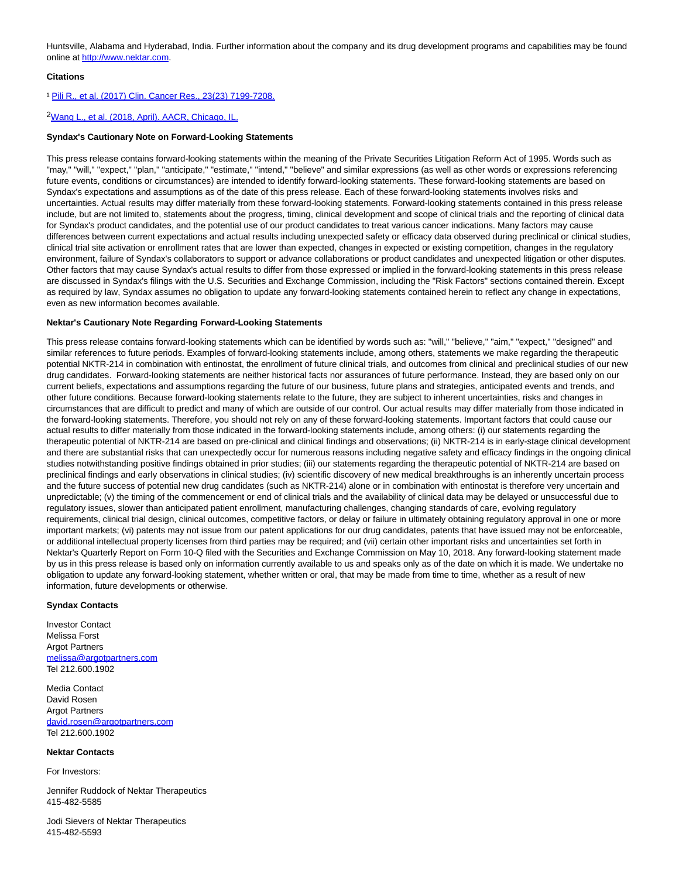Huntsville, Alabama and Hyderabad, India. Further information about the company and its drug development programs and capabilities may be found online at http://www.nektar.com.

**Citations**

[1] Pili R., et al. (2017) Clin. Cancer Res., 23(23) 7199-7208.

[2] Wang L., et al. (2018, April). AACR, Chicago, IL.

**Syndax's Cautionary Note on Forward-Looking Statements**

This press release contains forward-looking statements within the meaning of the Private Securities Litigation Reform Act of 1995. Words such as "may," "will," "expect," "plan," "anticipate," "estimate," "intend," "believe" and similar expressions (as well as other words or expressions referencing future events, conditions or circumstances) are intended to identify forward-looking statements. These forward-looking statements are based on Syndax's expectations and assumptions as of the date of this press release. Each of these forward-looking statements involves risks and uncertainties. Actual results may differ materially from these forward-looking statements. Forward-looking statements contained in this press release include, but are not limited to, statements about the progress, timing, clinical development and scope of clinical trials and the reporting of clinical data for Syndax's product candidates, and the potential use of our product candidates to treat various cancer indications. Many factors may cause differences between current expectations and actual results including unexpected safety or efficacy data observed during preclinical or clinical studies, clinical trial site activation or enrollment rates that are lower than expected, changes in expected or existing competition, changes in the regulatory environment, failure of Syndax's collaborators to support or advance collaborations or product candidates and unexpected litigation or other disputes. Other factors that may cause Syndax's actual results to differ from those expressed or implied in the forward-looking statements in this press release are discussed in Syndax's filings with the U.S. Securities and Exchange Commission, including the "Risk Factors" sections contained therein. Except as required by law, Syndax assumes no obligation to update any forward-looking statements contained herein to reflect any change in expectations, even as new information becomes available.

**Nektar's Cautionary Note Regarding Forward-Looking Statements**

This press release contains forward-looking statements which can be identified by words such as: "will," "believe," "aim," "expect," "designed" and similar references to future periods. Examples of forward-looking statements include, among others, statements we make regarding the therapeutic potential NKTR-214 in combination with entinostat, the enrollment of future clinical trials, and outcomes from clinical and preclinical studies of our new drug candidates.  Forward-looking statements are neither historical facts nor assurances of future performance. Instead, they are based only on our current beliefs, expectations and assumptions regarding the future of our business, future plans and strategies, anticipated events and trends, and other future conditions. Because forward-looking statements relate to the future, they are subject to inherent uncertainties, risks and changes in circumstances that are difficult to predict and many of which are outside of our control. Our actual results may differ materially from those indicated in the forward-looking statements. Therefore, you should not rely on any of these forward-looking statements. Important factors that could cause our actual results to differ materially from those indicated in the forward-looking statements include, among others: (i) our statements regarding the therapeutic potential of NKTR-214 are based on pre-clinical and clinical findings and observations; (ii) NKTR-214 is in early-stage clinical development and there are substantial risks that can unexpectedly occur for numerous reasons including negative safety and efficacy findings in the ongoing clinical studies notwithstanding positive findings obtained in prior studies; (iii) our statements regarding the therapeutic potential of NKTR-214 are based on preclinical findings and early observations in clinical studies; (iv) scientific discovery of new medical breakthroughs is an inherently uncertain process and the future success of potential new drug candidates (such as NKTR-214) alone or in combination with entinostat is therefore very uncertain and unpredictable; (v) the timing of the commencement or end of clinical trials and the availability of clinical data may be delayed or unsuccessful due to regulatory issues, slower than anticipated patient enrollment, manufacturing challenges, changing standards of care, evolving regulatory requirements, clinical trial design, clinical outcomes, competitive factors, or delay or failure in ultimately obtaining regulatory approval in one or more important markets; (vi) patents may not issue from our patent applications for our drug candidates, patents that have issued may not be enforceable, or additional intellectual property licenses from third parties may be required; and (vii) certain other important risks and uncertainties set forth in Nektar's Quarterly Report on Form 10-Q filed with the Securities and Exchange Commission on May 10, 2018. Any forward-looking statement made by us in this press release is based only on information currently available to us and speaks only as of the date on which it is made. We undertake no obligation to update any forward-looking statement, whether written or oral, that may be made from time to time, whether as a result of new information, future developments or otherwise.

**Syndax Contacts**

Investor Contact
Melissa Forst
Argot Partners
melissa@argotpartners.com
Tel 212.600.1902

Media Contact
David Rosen
Argot Partners
david.rosen@argotpartners.com
Tel 212.600.1902

**Nektar Contacts**

For Investors:

Jennifer Ruddock of Nektar Therapeutics
415-482-5585

Jodi Sievers of Nektar Therapeutics
415-482-5593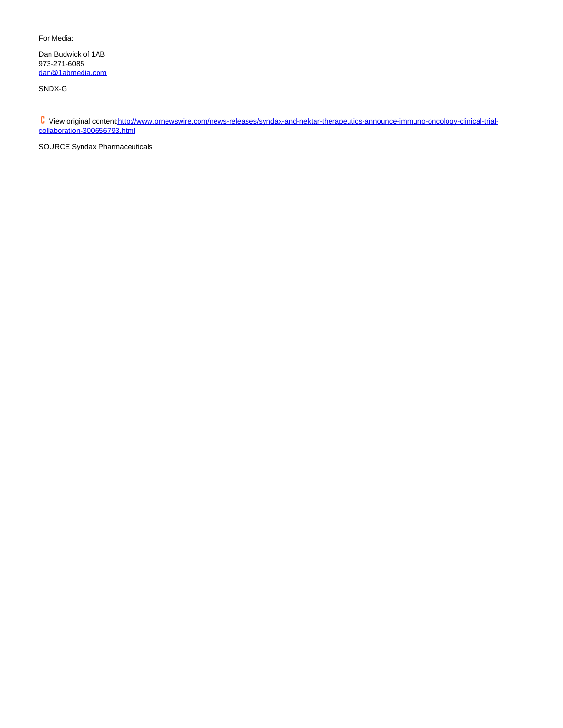For Media:

Dan Budwick of 1AB
973-271-6085
dan@1abmedia.com

SNDX-G

View original content:http://www.prnewswire.com/news-releases/syndax-and-nektar-therapeutics-announce-immuno-oncology-clinical-trial-collaboration-300656793.html

SOURCE Syndax Pharmaceuticals